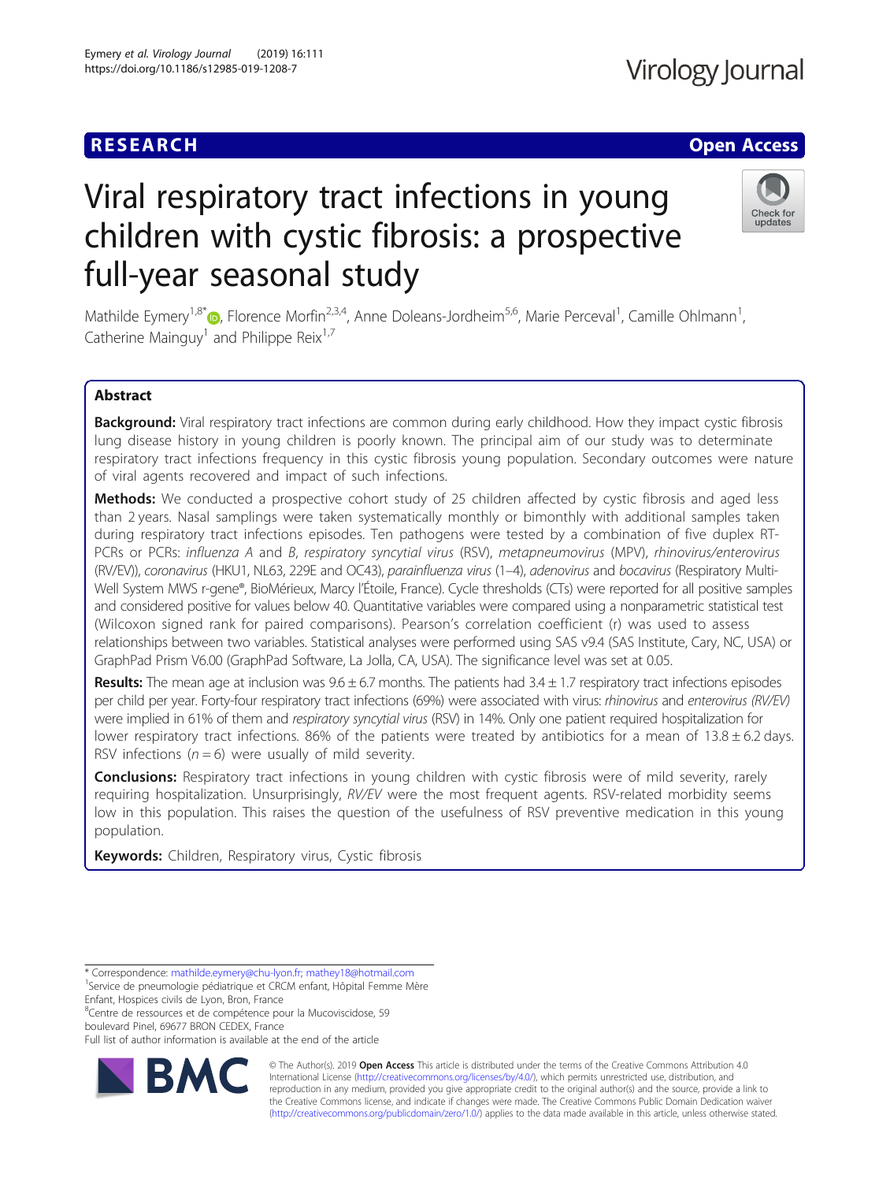RESEARCH Open Access

# Viral respiratory tract infections in young children with cystic fibrosis: a prospective full-year seasonal study

Mathilde Eymery[1,8*], Florence Morfin[2,3,4], Anne Doleans-Jordheim[5,6], Marie Perceval[1], Camille Ohlmann[1], Catherine Mainguy[1] and Philippe Reix[1,7]

## Abstract

**Background:** Viral respiratory tract infections are common during early childhood. How they impact cystic fibrosis lung disease history in young children is poorly known. The principal aim of our study was to determinate respiratory tract infections frequency in this cystic fibrosis young population. Secondary outcomes were nature of viral agents recovered and impact of such infections.

**Methods:** We conducted a prospective cohort study of 25 children affected by cystic fibrosis and aged less than 2 years. Nasal samplings were taken systematically monthly or bimonthly with additional samples taken during respiratory tract infections episodes. Ten pathogens were tested by a combination of five duplex RT-PCRs or PCRs: *influenza A* and *B*, *respiratory syncytial virus* (RSV), *metapneumovirus* (MPV), *rhinovirus/enterovirus* (RV/EV)), *coronavirus* (HKU1, NL63, 229E and OC43), *parainfluenza virus* (1–4), *adenovirus* and *bocavirus* (Respiratory Multi-Well System MWS r-gene®, BioMérieux, Marcy l'Étoile, France). Cycle thresholds (CTs) were reported for all positive samples and considered positive for values below 40. Quantitative variables were compared using a nonparametric statistical test (Wilcoxon signed rank for paired comparisons). Pearson's correlation coefficient (r) was used to assess relationships between two variables. Statistical analyses were performed using SAS v9.4 (SAS Institute, Cary, NC, USA) or GraphPad Prism V6.00 (GraphPad Software, La Jolla, CA, USA). The significance level was set at 0.05.

**Results:** The mean age at inclusion was 9.6 ± 6.7 months. The patients had 3.4 ± 1.7 respiratory tract infections episodes per child per year. Forty-four respiratory tract infections (69%) were associated with virus: *rhinovirus* and *enterovirus (RV/EV)* were implied in 61% of them and *respiratory syncytial virus* (RSV) in 14%. Only one patient required hospitalization for lower respiratory tract infections. 86% of the patients were treated by antibiotics for a mean of 13.8 ± 6.2 days. RSV infections ($n = 6$) were usually of mild severity.

**Conclusions:** Respiratory tract infections in young children with cystic fibrosis were of mild severity, rarely requiring hospitalization. Unsurprisingly, *RV/EV* were the most frequent agents. RSV-related morbidity seems low in this population. This raises the question of the usefulness of RSV preventive medication in this young population.

**Keywords:** Children, Respiratory virus, Cystic fibrosis

* Correspondence: mathilde.eymery@chu-lyon.fr; mathey18@hotmail.com
[1]Service de pneumologie pédiatrique et CRCM enfant, Hôpital Femme Mère Enfant, Hospices civils de Lyon, Bron, France
[8]Centre de ressources et de compétence pour la Mucoviscidose, 59 boulevard Pinel, 69677 BRON CEDEX, France
Full list of author information is available at the end of the article

© The Author(s). 2019 **Open Access** This article is distributed under the terms of the Creative Commons Attribution 4.0 International License (http://creativecommons.org/licenses/by/4.0/), which permits unrestricted use, distribution, and reproduction in any medium, provided you give appropriate credit to the original author(s) and the source, provide a link to the Creative Commons license, and indicate if changes were made. The Creative Commons Public Domain Dedication waiver (http://creativecommons.org/publicdomain/zero/1.0/) applies to the data made available in this article, unless otherwise stated.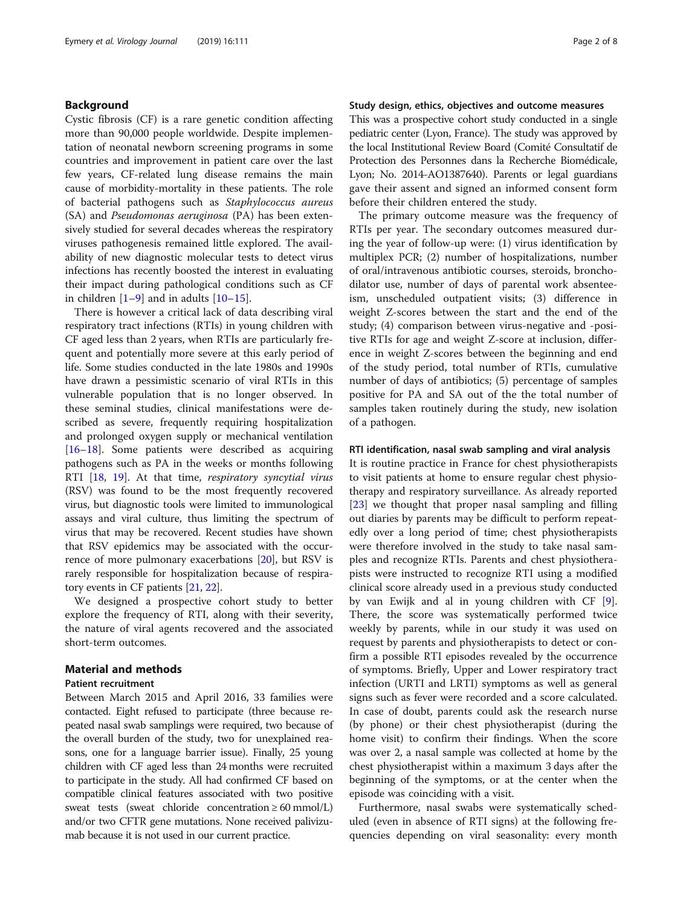## Background

Cystic fibrosis (CF) is a rare genetic condition affecting more than 90,000 people worldwide. Despite implementation of neonatal newborn screening programs in some countries and improvement in patient care over the last few years, CF-related lung disease remains the main cause of morbidity-mortality in these patients. The role of bacterial pathogens such as *Staphylococcus aureus* (SA) and *Pseudomonas aeruginosa* (PA) has been extensively studied for several decades whereas the respiratory viruses pathogenesis remained little explored. The availability of new diagnostic molecular tests to detect virus infections has recently boosted the interest in evaluating their impact during pathological conditions such as CF in children [1–9] and in adults [10–15].

There is however a critical lack of data describing viral respiratory tract infections (RTIs) in young children with CF aged less than 2 years, when RTIs are particularly frequent and potentially more severe at this early period of life. Some studies conducted in the late 1980s and 1990s have drawn a pessimistic scenario of viral RTIs in this vulnerable population that is no longer observed. In these seminal studies, clinical manifestations were described as severe, frequently requiring hospitalization and prolonged oxygen supply or mechanical ventilation [16–18]. Some patients were described as acquiring pathogens such as PA in the weeks or months following RTI [18, 19]. At that time, *respiratory syncytial virus* (RSV) was found to be the most frequently recovered virus, but diagnostic tools were limited to immunological assays and viral culture, thus limiting the spectrum of virus that may be recovered. Recent studies have shown that RSV epidemics may be associated with the occurrence of more pulmonary exacerbations [20], but RSV is rarely responsible for hospitalization because of respiratory events in CF patients [21, 22].

We designed a prospective cohort study to better explore the frequency of RTI, along with their severity, the nature of viral agents recovered and the associated short-term outcomes.

## Material and methods

### Patient recruitment

Between March 2015 and April 2016, 33 families were contacted. Eight refused to participate (three because repeated nasal swab samplings were required, two because of the overall burden of the study, two for unexplained reasons, one for a language barrier issue). Finally, 25 young children with CF aged less than 24 months were recruited to participate in the study. All had confirmed CF based on compatible clinical features associated with two positive sweat tests (sweat chloride concentration ≥ 60 mmol/L) and/or two CFTR gene mutations. None received palivizumab because it is not used in our current practice.

### Study design, ethics, objectives and outcome measures

This was a prospective cohort study conducted in a single pediatric center (Lyon, France). The study was approved by the local Institutional Review Board (Comité Consultatif de Protection des Personnes dans la Recherche Biomédicale, Lyon; No. 2014-AO1387640). Parents or legal guardians gave their assent and signed an informed consent form before their children entered the study.

The primary outcome measure was the frequency of RTIs per year. The secondary outcomes measured during the year of follow-up were: (1) virus identification by multiplex PCR; (2) number of hospitalizations, number of oral/intravenous antibiotic courses, steroids, bronchodilator use, number of days of parental work absenteeism, unscheduled outpatient visits; (3) difference in weight Z-scores between the start and the end of the study; (4) comparison between virus-negative and -positive RTIs for age and weight Z-score at inclusion, difference in weight Z-scores between the beginning and end of the study period, total number of RTIs, cumulative number of days of antibiotics; (5) percentage of samples positive for PA and SA out of the the total number of samples taken routinely during the study, new isolation of a pathogen.

### RTI identification, nasal swab sampling and viral analysis

It is routine practice in France for chest physiotherapists to visit patients at home to ensure regular chest physiotherapy and respiratory surveillance. As already reported [23] we thought that proper nasal sampling and filling out diaries by parents may be difficult to perform repeatedly over a long period of time; chest physiotherapists were therefore involved in the study to take nasal samples and recognize RTIs. Parents and chest physiotherapists were instructed to recognize RTI using a modified clinical score already used in a previous study conducted by van Ewijk and al in young children with CF [9]. There, the score was systematically performed twice weekly by parents, while in our study it was used on request by parents and physiotherapists to detect or confirm a possible RTI episodes revealed by the occurrence of symptoms. Briefly, Upper and Lower respiratory tract infection (URTI and LRTI) symptoms as well as general signs such as fever were recorded and a score calculated. In case of doubt, parents could ask the research nurse (by phone) or their chest physiotherapist (during the home visit) to confirm their findings. When the score was over 2, a nasal sample was collected at home by the chest physiotherapist within a maximum 3 days after the beginning of the symptoms, or at the center when the episode was coinciding with a visit.

Furthermore, nasal swabs were systematically scheduled (even in absence of RTI signs) at the following frequencies depending on viral seasonality: every month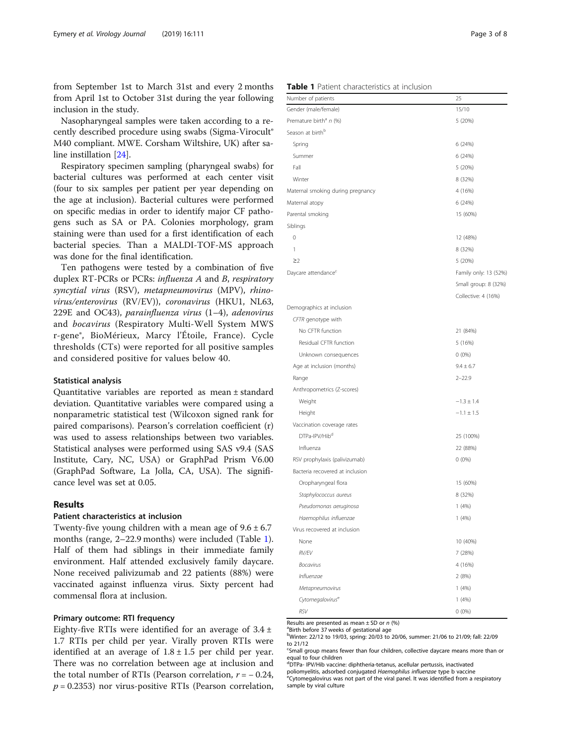from September 1st to March 31st and every 2 months from April 1st to October 31st during the year following inclusion in the study.

Nasopharyngeal samples were taken according to a recently described procedure using swabs (Sigma-Virocult® M40 compliant. MWE. Corsham Wiltshire, UK) after saline instillation [24].

Respiratory specimen sampling (pharyngeal swabs) for bacterial cultures was performed at each center visit (four to six samples per patient per year depending on the age at inclusion). Bacterial cultures were performed on specific medias in order to identify major CF pathogens such as SA or PA. Colonies morphology, gram staining were than used for a first identification of each bacterial species. Than a MALDI-TOF-MS approach was done for the final identification.

Ten pathogens were tested by a combination of five duplex RT-PCRs or PCRs: *influenza A* and *B*, *respiratory syncytial virus* (RSV), *metapneumovirus* (MPV), *rhinovirus/enterovirus* (RV/EV)), *coronavirus* (HKU1, NL63, 229E and OC43), *parainfluenza virus* (1–4), *adenovirus* and *bocavirus* (Respiratory Multi-Well System MWS r-gene®, BioMérieux, Marcy l'Étoile, France). Cycle thresholds (CTs) were reported for all positive samples and considered positive for values below 40.

### Statistical analysis

Quantitative variables are reported as mean ± standard deviation. Quantitative variables were compared using a nonparametric statistical test (Wilcoxon signed rank for paired comparisons). Pearson's correlation coefficient (r) was used to assess relationships between two variables. Statistical analyses were performed using SAS v9.4 (SAS Institute, Cary, NC, USA) or GraphPad Prism V6.00 (GraphPad Software, La Jolla, CA, USA). The significance level was set at 0.05.

## Results

### Patient characteristics at inclusion

Twenty-five young children with a mean age of 9.6 ± 6.7 months (range, 2–22.9 months) were included (Table 1). Half of them had siblings in their immediate family environment. Half attended exclusively family daycare. None received palivizumab and 22 patients (88%) were vaccinated against influenza virus. Sixty percent had commensal flora at inclusion.

### Primary outcome: RTI frequency

Eighty-five RTIs were identified for an average of 3.4 ± 1.7 RTIs per child per year. Virally proven RTIs were identified at an average of 1.8 ± 1.5 per child per year. There was no correlation between age at inclusion and the total number of RTIs (Pearson correlation, $r = -0.24$, $p = 0.2353$) nor virus-positive RTIs (Pearson correlation,

**Table 1** Patient characteristics at inclusion

| Number of patients | 25 |
|---|---|
| Gender (male/female) | 15/10 |
| Premature birth[a] *n* (%) | 5 (20%) |
| Season at birth[b] | |
| Spring | 6 (24%) |
| Summer | 6 (24%) |
| Fall | 5 (20%) |
| Winter | 8 (32%) |
| Maternal smoking during pregnancy | 4 (16%) |
| Maternal atopy | 6 (24%) |
| Parental smoking | 15 (60%) |
| Siblings | |
| 0 | 12 (48%) |
| 1 | 8 (32%) |
| ≥2 | 5 (20%) |
| Daycare attendance[c] | Family only: 13 (52%) |
| | Small group: 8 (32%) |
| | Collective: 4 (16%) |
| Demographics at inclusion | |
| *CFTR* genotype with | |
| No CFTR function | 21 (84%) |
| Residual CFTR function | 5 (16%) |
| Unknown consequences | 0 (0%) |
| Age at inclusion (months) | 9.4 ± 6.7 |
| Range | 2–22.9 |
| Anthropometrics (Z-scores) | |
| Weight | −1.3 ± 1.4 |
| Height | −1.1 ± 1.5 |
| Vaccination coverage rates | |
| DTPa-IPV/Hib[d] | 25 (100%) |
| Influenza | 22 (88%) |
| RSV prophylaxis (palivizumab) | 0 (0%) |
| Bacteria recovered at inclusion | |
| Oropharyngeal flora | 15 (60%) |
| *Staphylococcus aureus* | 8 (32%) |
| *Pseudomonas aeruginosa* | 1 (4%) |
| *Haemophilus influenzae* | 1 (4%) |
| Virus recovered at inclusion | |
| None | 10 (40%) |
| *RV/EV* | 7 (28%) |
| *Bocavirus* | 4 (16%) |
| *Influenzae* | 2 (8%) |
| *Metapneumovirus* | 1 (4%) |
| *Cytomegalovirus*[e] | 1 (4%) |
| *RSV* | 0 (0%) |

Results are presented as mean ± SD or *n* (%)
[a]Birth before 37 weeks of gestational age
[b]Winter: 22/12 to 19/03, spring: 20/03 to 20/06, summer: 21/06 to 21/09; fall: 22/09 to 21/12
[c]Small group means fewer than four children, collective daycare means more than or equal to four children
[d]DTPa- IPV/Hib vaccine: diphtheria-tetanus, acellular pertussis, inactivated poliomyelitis, adsorbed conjugated *Haemophilus influenzae* type b vaccine
[e]Cytomegalovirus was not part of the viral panel. It was identified from a respiratory sample by viral culture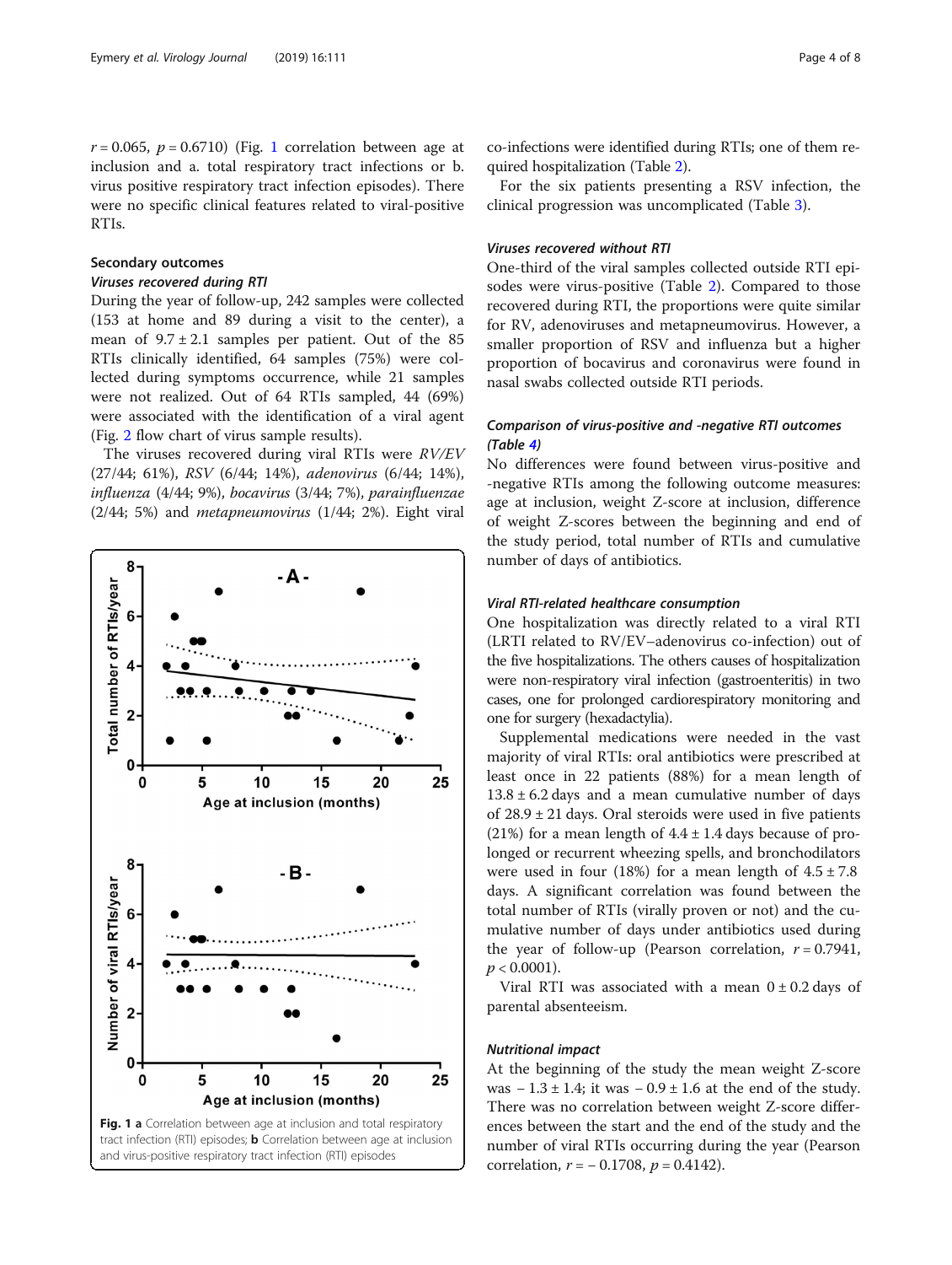$r = 0.065$, $p = 0.6710$) (Fig. 1 correlation between age at inclusion and a. total respiratory tract infections or b. virus positive respiratory tract infection episodes). There were no specific clinical features related to viral-positive RTIs.

### Secondary outcomes

#### *Viruses recovered during RTI*

During the year of follow-up, 242 samples were collected (153 at home and 89 during a visit to the center), a mean of 9.7 ± 2.1 samples per patient. Out of the 85 RTIs clinically identified, 64 samples (75%) were collected during symptoms occurrence, while 21 samples were not realized. Out of 64 RTIs sampled, 44 (69%) were associated with the identification of a viral agent (Fig. 2 flow chart of virus sample results).

The viruses recovered during viral RTIs were *RV/EV* (27/44; 61%), *RSV* (6/44; 14%), *adenovirus* (6/44; 14%), *influenza* (4/44; 9%), *bocavirus* (3/44; 7%), *parainfluenzae* (2/44; 5%) and *metapneumovirus* (1/44; 2%). Eight viral co-infections were identified during RTIs; one of them required hospitalization (Table 2).

For the six patients presenting a RSV infection, the clinical progression was uncomplicated (Table 3).

**Fig. 1 a** Correlation between age at inclusion and total respiratory tract infection (RTI) episodes; **b** Correlation between age at inclusion and virus-positive respiratory tract infection (RTI) episodes

#### *Viruses recovered without RTI*

One-third of the viral samples collected outside RTI episodes were virus-positive (Table 2). Compared to those recovered during RTI, the proportions were quite similar for RV, adenoviruses and metapneumovirus. However, a smaller proportion of RSV and influenza but a higher proportion of bocavirus and coronavirus were found in nasal swabs collected outside RTI periods.

#### *Comparison of virus-positive and -negative RTI outcomes (Table 4)*

No differences were found between virus-positive and -negative RTIs among the following outcome measures: age at inclusion, weight Z-score at inclusion, difference of weight Z-scores between the beginning and end of the study period, total number of RTIs and cumulative number of days of antibiotics.

#### *Viral RTI-related healthcare consumption*

One hospitalization was directly related to a viral RTI (LRTI related to RV/EV–adenovirus co-infection) out of the five hospitalizations. The others causes of hospitalization were non-respiratory viral infection (gastroenteritis) in two cases, one for prolonged cardiorespiratory monitoring and one for surgery (hexadactylia).

Supplemental medications were needed in the vast majority of viral RTIs: oral antibiotics were prescribed at least once in 22 patients (88%) for a mean length of 13.8 ± 6.2 days and a mean cumulative number of days of 28.9 ± 21 days. Oral steroids were used in five patients (21%) for a mean length of 4.4 ± 1.4 days because of prolonged or recurrent wheezing spells, and bronchodilators were used in four (18%) for a mean length of 4.5 ± 7.8 days. A significant correlation was found between the total number of RTIs (virally proven or not) and the cumulative number of days under antibiotics used during the year of follow-up (Pearson correlation, $r = 0.7941$, $p < 0.0001$).

Viral RTI was associated with a mean 0 ± 0.2 days of parental absenteeism.

#### *Nutritional impact*

At the beginning of the study the mean weight Z-score was − 1.3 ± 1.4; it was − 0.9 ± 1.6 at the end of the study. There was no correlation between weight Z-score differences between the start and the end of the study and the number of viral RTIs occurring during the year (Pearson correlation, $r = -0.1708$, $p = 0.4142$).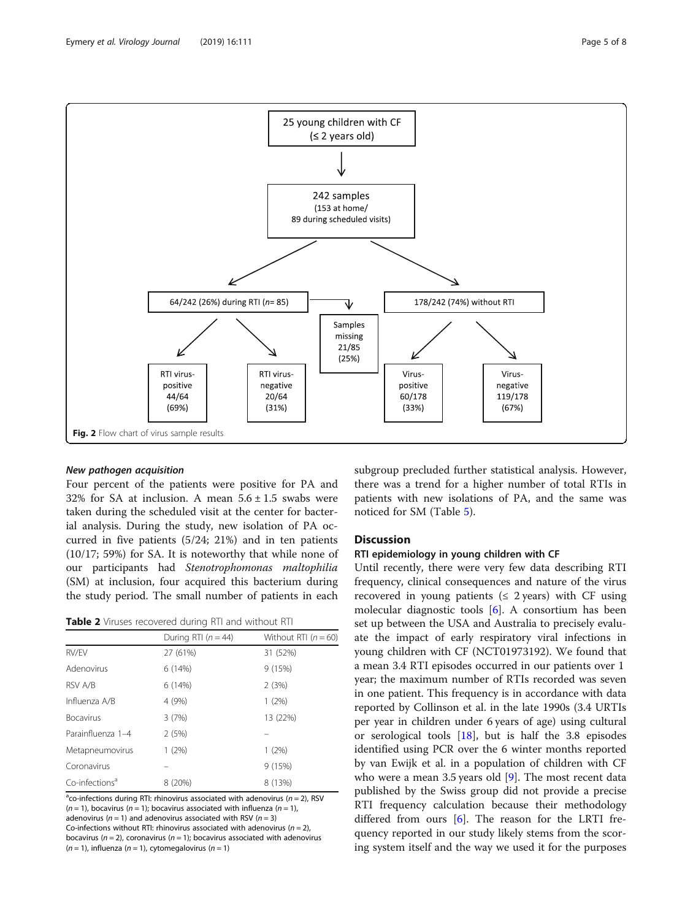25 young children with CF (≤ 2 years old)

242 samples (153 at home/ 89 during scheduled visits)

64/242 (26%) during RTI (n= 85)

178/242 (74%) without RTI

Samples missing 21/85 (25%)

RTI virus-positive 44/64 (69%)

RTI virus-negative 20/64 (31%)

Virus-positive 60/178 (33%)

Virus-negative 119/178 (67%)

**Fig. 2** Flow chart of virus sample results

### *New pathogen acquisition*

Four percent of the patients were positive for PA and 32% for SA at inclusion. A mean 5.6 ± 1.5 swabs were taken during the scheduled visit at the center for bacterial analysis. During the study, new isolation of PA occurred in five patients (5/24; 21%) and in ten patients (10/17; 59%) for SA. It is noteworthy that while none of our participants had *Stenotrophomonas maltophilia* (SM) at inclusion, four acquired this bacterium during the study period. The small number of patients in each subgroup precluded further statistical analysis. However, there was a trend for a higher number of total RTIs in patients with new isolations of PA, and the same was noticed for SM (Table 5).

**Table 2** Viruses recovered during RTI and without RTI

| | During RTI (n = 44) | Without RTI (n = 60) |
|---|---|---|
| RV/EV | 27 (61%) | 31 (52%) |
| Adenovirus | 6 (14%) | 9 (15%) |
| RSV A/B | 6 (14%) | 2 (3%) |
| Influenza A/B | 4 (9%) | 1 (2%) |
| Bocavirus | 3 (7%) | 13 (22%) |
| Parainfluenza 1–4 | 2 (5%) | – |
| Metapneumovirus | 1 (2%) | 1 (2%) |
| Coronavirus | – | 9 (15%) |
| Co-infections[a] | 8 (20%) | 8 (13%) |

[a]co-infections during RTI: rhinovirus associated with adenovirus (n = 2), RSV (n = 1), bocavirus (n = 1); bocavirus associated with influenza (n = 1), adenovirus (n = 1) and adenovirus associated with RSV (n = 3)
Co-infections without RTI: rhinovirus associated with adenovirus (n = 2), bocavirus (n = 2), coronavirus (n = 1); bocavirus associated with adenovirus (n = 1), influenza (n = 1), cytomegalovirus (n = 1)

## Discussion

### RTI epidemiology in young children with CF

Until recently, there were very few data describing RTI frequency, clinical consequences and nature of the virus recovered in young patients (≤ 2 years) with CF using molecular diagnostic tools [6]. A consortium has been set up between the USA and Australia to precisely evaluate the impact of early respiratory viral infections in young children with CF (NCT01973192). We found that a mean 3.4 RTI episodes occurred in our patients over 1 year; the maximum number of RTIs recorded was seven in one patient. This frequency is in accordance with data reported by Collinson et al. in the late 1990s (3.4 URTIs per year in children under 6 years of age) using cultural or serological tools [18], but is half the 3.8 episodes identified using PCR over the 6 winter months reported by van Ewijk et al. in a population of children with CF who were a mean 3.5 years old [9]. The most recent data published by the Swiss group did not provide a precise RTI frequency calculation because their methodology differed from ours [6]. The reason for the LRTI frequency reported in our study likely stems from the scoring system itself and the way we used it for the purposes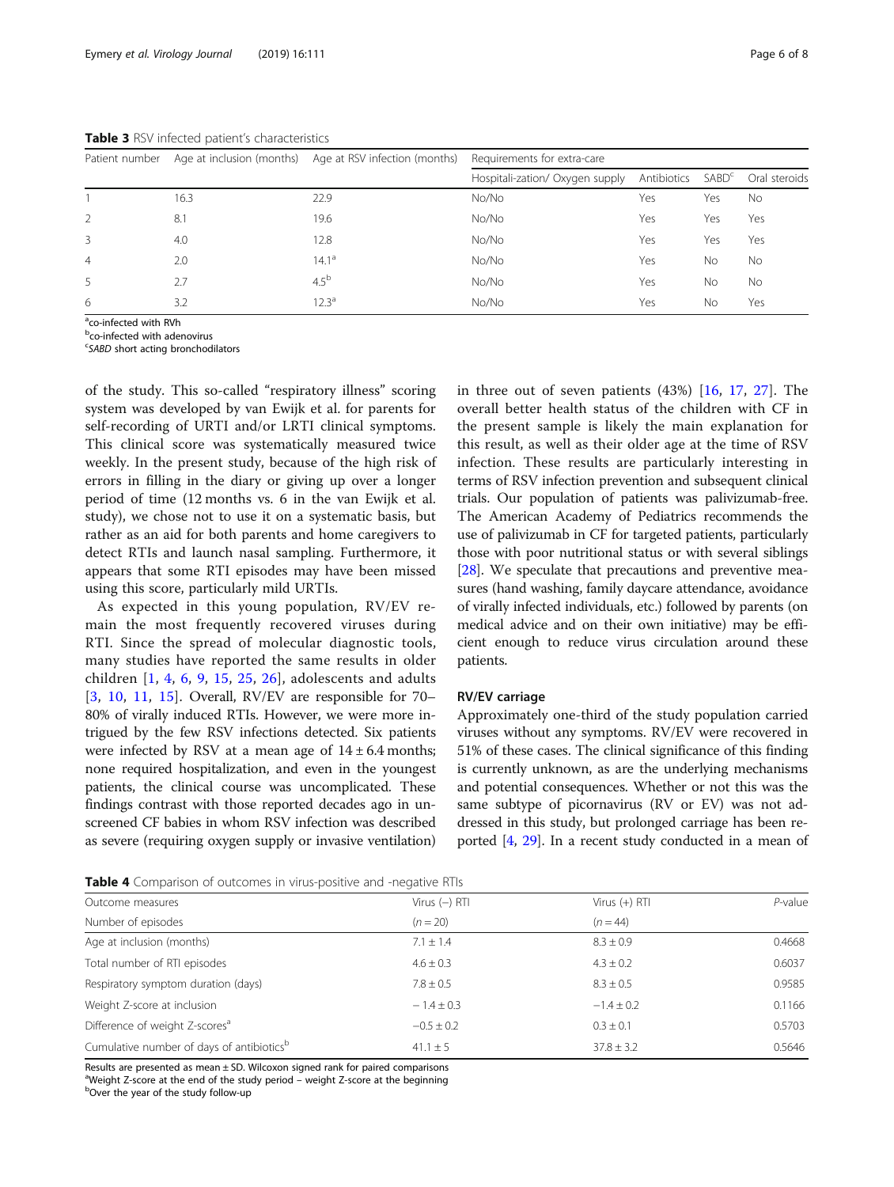**Table 3** RSV infected patient's characteristics

| Patient number | Age at inclusion (months) | Age at RSV infection (months) | Requirements for extra-care | | | |
|---|---|---|---|---|---|---|
| | | | Hospitali-zation/ Oxygen supply | Antibiotics | SABD[c] | Oral steroids |
| 1 | 16.3 | 22.9 | No/No | Yes | Yes | No |
| 2 | 8.1 | 19.6 | No/No | Yes | Yes | Yes |
| 3 | 4.0 | 12.8 | No/No | Yes | Yes | Yes |
| 4 | 2.0 | 14.1[a] | No/No | Yes | No | No |
| 5 | 2.7 | 4.5[b] | No/No | Yes | No | No |
| 6 | 3.2 | 12.3[a] | No/No | Yes | No | Yes |

[a]co-infected with RVh
[b]co-infected with adenovirus
[c]*SABD* short acting bronchodilators

of the study. This so-called "respiratory illness" scoring system was developed by van Ewijk et al. for parents for self-recording of URTI and/or LRTI clinical symptoms. This clinical score was systematically measured twice weekly. In the present study, because of the high risk of errors in filling in the diary or giving up over a longer period of time (12 months vs. 6 in the van Ewijk et al. study), we chose not to use it on a systematic basis, but rather as an aid for both parents and home caregivers to detect RTIs and launch nasal sampling. Furthermore, it appears that some RTI episodes may have been missed using this score, particularly mild URTIs.

As expected in this young population, RV/EV remain the most frequently recovered viruses during RTI. Since the spread of molecular diagnostic tools, many studies have reported the same results in older children [1, 4, 6, 9, 15, 25, 26], adolescents and adults [3, 10, 11, 15]. Overall, RV/EV are responsible for 70–80% of virally induced RTIs. However, we were more intrigued by the few RSV infections detected. Six patients were infected by RSV at a mean age of 14 ± 6.4 months; none required hospitalization, and even in the youngest patients, the clinical course was uncomplicated. These findings contrast with those reported decades ago in unscreened CF babies in whom RSV infection was described as severe (requiring oxygen supply or invasive ventilation) in three out of seven patients (43%) [16, 17, 27]. The overall better health status of the children with CF in the present sample is likely the main explanation for this result, as well as their older age at the time of RSV infection. These results are particularly interesting in terms of RSV infection prevention and subsequent clinical trials. Our population of patients was palivizumab-free. The American Academy of Pediatrics recommends the use of palivizumab in CF for targeted patients, particularly those with poor nutritional status or with several siblings [28]. We speculate that precautions and preventive measures (hand washing, family daycare attendance, avoidance of virally infected individuals, etc.) followed by parents (on medical advice and on their own initiative) may be efficient enough to reduce virus circulation around these patients.

### RV/EV carriage

Approximately one-third of the study population carried viruses without any symptoms. RV/EV were recovered in 51% of these cases. The clinical significance of this finding is currently unknown, as are the underlying mechanisms and potential consequences. Whether or not this was the same subtype of picornavirus (RV or EV) was not addressed in this study, but prolonged carriage has been reported [4, 29]. In a recent study conducted in a mean of

**Table 4** Comparison of outcomes in virus-positive and -negative RTIs

| Outcome measures | Virus (−) RTI | Virus (+) RTI | *P*-value |
|---|---|---|---|
| Number of episodes | ($n = 20$) | ($n = 44$) | |
| Age at inclusion (months) | 7.1 ± 1.4 | 8.3 ± 0.9 | 0.4668 |
| Total number of RTI episodes | 4.6 ± 0.3 | 4.3 ± 0.2 | 0.6037 |
| Respiratory symptom duration (days) | 7.8 ± 0.5 | 8.3 ± 0.5 | 0.9585 |
| Weight Z-score at inclusion | − 1.4 ± 0.3 | −1.4 ± 0.2 | 0.1166 |
| Difference of weight Z-scores[a] | −0.5 ± 0.2 | 0.3 ± 0.1 | 0.5703 |
| Cumulative number of days of antibiotics[b] | 41.1 ± 5 | 37.8 ± 3.2 | 0.5646 |

Results are presented as mean ± SD. Wilcoxon signed rank for paired comparisons
[a]Weight Z-score at the end of the study period – weight Z-score at the beginning
[b]Over the year of the study follow-up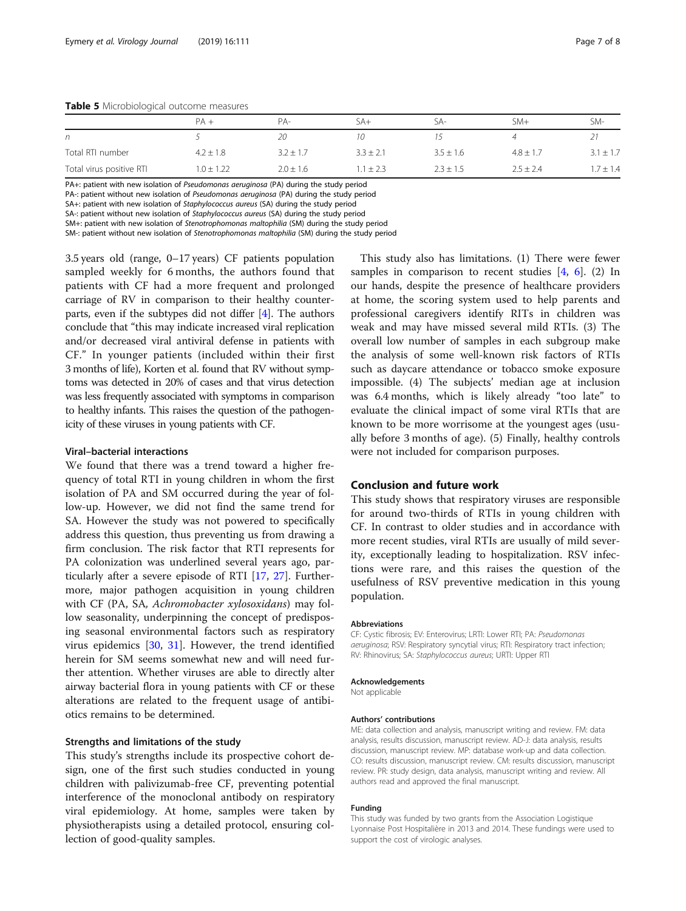**Table 5** Microbiological outcome measures

| | PA + | PA- | SA+ | SA- | SM+ | SM- |
|---|---|---|---|---|---|---|
| n | 5 | 20 | 10 | 15 | 4 | 21 |
| Total RTI number | 4.2 ± 1.8 | 3.2 ± 1.7 | 3.3 ± 2.1 | 3.5 ± 1.6 | 4.8 ± 1.7 | 3.1 ± 1.7 |
| Total virus positive RTI | 1.0 ± 1.22 | 2.0 ± 1.6 | 1.1 ± 2.3 | 2.3 ± 1.5 | 2.5 ± 2.4 | 1.7 ± 1.4 |

PA+: patient with new isolation of *Pseudomonas aeruginosa* (PA) during the study period
PA-: patient without new isolation of *Pseudomonas aeruginosa* (PA) during the study period
SA+: patient with new isolation of *Staphylococcus aureus* (SA) during the study period
SA-: patient without new isolation of *Staphylococcus aureus* (SA) during the study period
SM+: patient with new isolation of *Stenotrophomonas maltophilia* (SM) during the study period
SM-: patient without new isolation of *Stenotrophomonas maltophilia* (SM) during the study period

3.5 years old (range, 0–17 years) CF patients population sampled weekly for 6 months, the authors found that patients with CF had a more frequent and prolonged carriage of RV in comparison to their healthy counterparts, even if the subtypes did not differ [4]. The authors conclude that "this may indicate increased viral replication and/or decreased viral antiviral defense in patients with CF." In younger patients (included within their first 3 months of life), Korten et al. found that RV without symptoms was detected in 20% of cases and that virus detection was less frequently associated with symptoms in comparison to healthy infants. This raises the question of the pathogenicity of these viruses in young patients with CF.

### Viral–bacterial interactions

We found that there was a trend toward a higher frequency of total RTI in young children in whom the first isolation of PA and SM occurred during the year of follow-up. However, we did not find the same trend for SA. However the study was not powered to specifically address this question, thus preventing us from drawing a firm conclusion. The risk factor that RTI represents for PA colonization was underlined several years ago, particularly after a severe episode of RTI [17, 27]. Furthermore, major pathogen acquisition in young children with CF (PA, SA, *Achromobacter xylosoxidans*) may follow seasonality, underpinning the concept of predisposing seasonal environmental factors such as respiratory virus epidemics [30, 31]. However, the trend identified herein for SM seems somewhat new and will need further attention. Whether viruses are able to directly alter airway bacterial flora in young patients with CF or these alterations are related to the frequent usage of antibiotics remains to be determined.

### Strengths and limitations of the study

This study's strengths include its prospective cohort design, one of the first such studies conducted in young children with palivizumab-free CF, preventing potential interference of the monoclonal antibody on respiratory viral epidemiology. At home, samples were taken by physiotherapists using a detailed protocol, ensuring collection of good-quality samples.

This study also has limitations. (1) There were fewer samples in comparison to recent studies [4, 6]. (2) In our hands, despite the presence of healthcare providers at home, the scoring system used to help parents and professional caregivers identify RITs in children was weak and may have missed several mild RTIs. (3) The overall low number of samples in each subgroup make the analysis of some well-known risk factors of RTIs such as daycare attendance or tobacco smoke exposure impossible. (4) The subjects' median age at inclusion was 6.4 months, which is likely already "too late" to evaluate the clinical impact of some viral RTIs that are known to be more worrisome at the youngest ages (usually before 3 months of age). (5) Finally, healthy controls were not included for comparison purposes.

## Conclusion and future work

This study shows that respiratory viruses are responsible for around two-thirds of RTIs in young children with CF. In contrast to older studies and in accordance with more recent studies, viral RTIs are usually of mild severity, exceptionally leading to hospitalization. RSV infections were rare, and this raises the question of the usefulness of RSV preventive medication in this young population.

#### Abbreviations

CF: Cystic fibrosis; EV: Enterovirus; LRTI: Lower RTI; PA: *Pseudomonas aeruginosa*; RSV: Respiratory syncytial virus; RTI: Respiratory tract infection; RV: Rhinovirus; SA: *Staphylococcus aureus*; URTI: Upper RTI

#### Acknowledgements

Not applicable

#### Authors' contributions

ME: data collection and analysis, manuscript writing and review. FM: data analysis, results discussion, manuscript review. AD-J: data analysis, results discussion, manuscript review. MP: database work-up and data collection. CO: results discussion, manuscript review. CM: results discussion, manuscript review. PR: study design, data analysis, manuscript writing and review. All authors read and approved the final manuscript.

#### Funding

This study was funded by two grants from the Association Logistique Lyonnaise Post Hospitalière in 2013 and 2014. These fundings were used to support the cost of virologic analyses.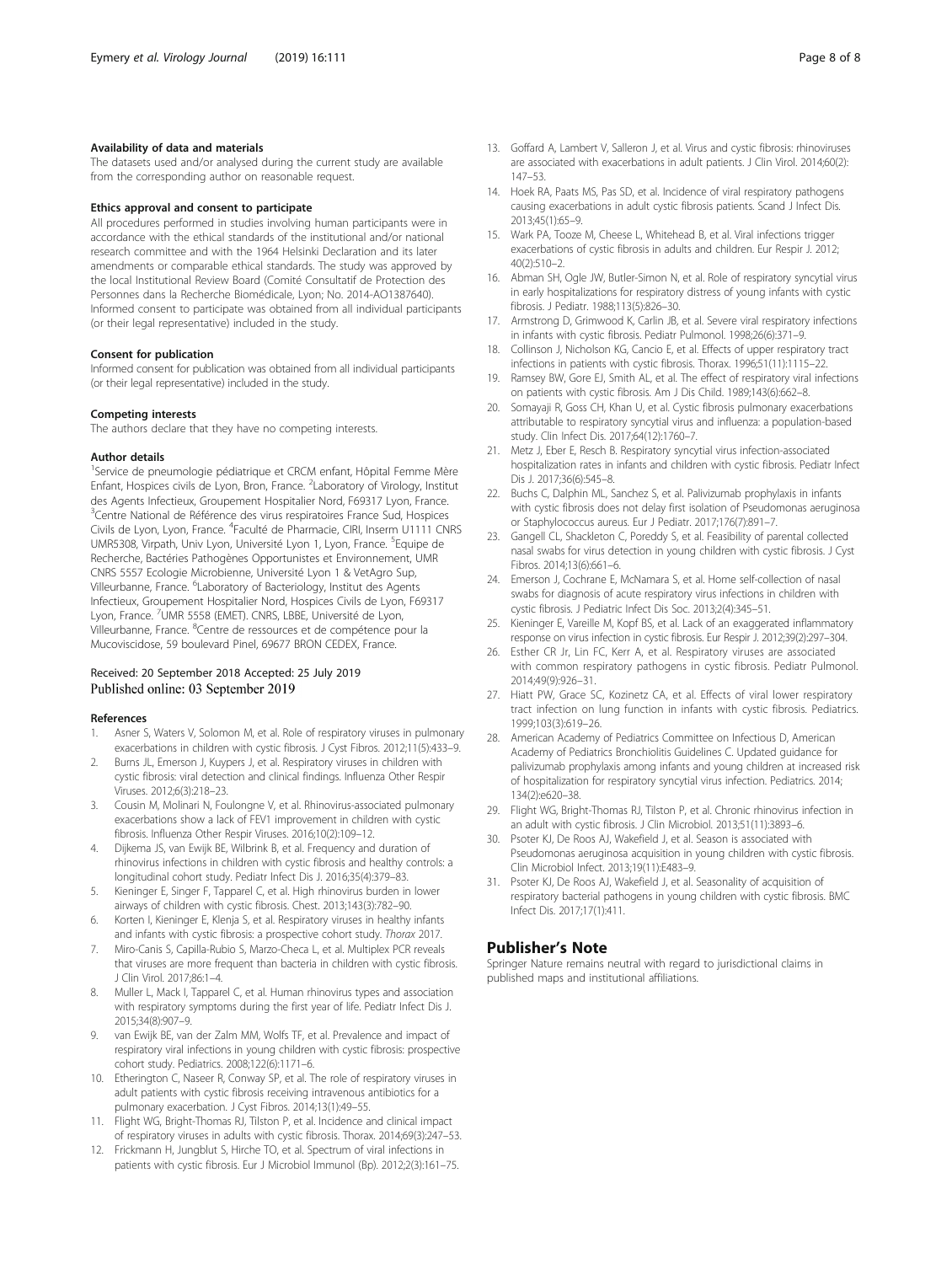#### Availability of data and materials

The datasets used and/or analysed during the current study are available from the corresponding author on reasonable request.

#### Ethics approval and consent to participate

All procedures performed in studies involving human participants were in accordance with the ethical standards of the institutional and/or national research committee and with the 1964 Helsinki Declaration and its later amendments or comparable ethical standards. The study was approved by the local Institutional Review Board (Comité Consultatif de Protection des Personnes dans la Recherche Biomédicale, Lyon; No. 2014-AO1387640). Informed consent to participate was obtained from all individual participants (or their legal representative) included in the study.

#### Consent for publication

Informed consent for publication was obtained from all individual participants (or their legal representative) included in the study.

#### Competing interests

The authors declare that they have no competing interests.

#### Author details

[1]Service de pneumologie pédiatrique et CRCM enfant, Hôpital Femme Mère Enfant, Hospices civils de Lyon, Bron, France. [2]Laboratory of Virology, Institut des Agents Infectieux, Groupement Hospitalier Nord, F69317 Lyon, France. [3]Centre National de Référence des virus respiratoires France Sud, Hospices Civils de Lyon, Lyon, France. [4]Faculté de Pharmacie, CIRI, Inserm U1111 CNRS UMR5308, Virpath, Univ Lyon, Université Lyon 1, Lyon, France. [5]Equipe de Recherche, Bactéries Pathogènes Opportunistes et Environnement, UMR CNRS 5557 Ecologie Microbienne, Université Lyon 1 & VetAgro Sup, Villeurbanne, France. [6]Laboratory of Bacteriology, Institut des Agents Infectieux, Groupement Hospitalier Nord, Hospices Civils de Lyon, F69317 Lyon, France. [7]UMR 5558 (EMET). CNRS, LBBE, Université de Lyon, Villeurbanne, France. [8]Centre de ressources et de compétence pour la Mucoviscidose, 59 boulevard Pinel, 69677 BRON CEDEX, France.

Received: 20 September 2018 Accepted: 25 July 2019
Published online: 03 September 2019

#### References

1. Asner S, Waters V, Solomon M, et al. Role of respiratory viruses in pulmonary exacerbations in children with cystic fibrosis. J Cyst Fibros. 2012;11(5):433–9.
2. Burns JL, Emerson J, Kuypers J, et al. Respiratory viruses in children with cystic fibrosis: viral detection and clinical findings. Influenza Other Respir Viruses. 2012;6(3):218–23.
3. Cousin M, Molinari N, Foulongne V, et al. Rhinovirus-associated pulmonary exacerbations show a lack of FEV1 improvement in children with cystic fibrosis. Influenza Other Respir Viruses. 2016;10(2):109–12.
4. Dijkema JS, van Ewijk BE, Wilbrink B, et al. Frequency and duration of rhinovirus infections in children with cystic fibrosis and healthy controls: a longitudinal cohort study. Pediatr Infect Dis J. 2016;35(4):379–83.
5. Kieninger E, Singer F, Tapparel C, et al. High rhinovirus burden in lower airways of children with cystic fibrosis. Chest. 2013;143(3):782–90.
6. Korten I, Kieninger E, Klenja S, et al. Respiratory viruses in healthy infants and infants with cystic fibrosis: a prospective cohort study. *Thorax* 2017.
7. Miro-Canis S, Capilla-Rubio S, Marzo-Checa L, et al. Multiplex PCR reveals that viruses are more frequent than bacteria in children with cystic fibrosis. J Clin Virol. 2017;86:1–4.
8. Muller L, Mack I, Tapparel C, et al. Human rhinovirus types and association with respiratory symptoms during the first year of life. Pediatr Infect Dis J. 2015;34(8):907–9.
9. van Ewijk BE, van der Zalm MM, Wolfs TF, et al. Prevalence and impact of respiratory viral infections in young children with cystic fibrosis: prospective cohort study. Pediatrics. 2008;122(6):1171–6.
10. Etherington C, Naseer R, Conway SP, et al. The role of respiratory viruses in adult patients with cystic fibrosis receiving intravenous antibiotics for a pulmonary exacerbation. J Cyst Fibros. 2014;13(1):49–55.
11. Flight WG, Bright-Thomas RJ, Tilston P, et al. Incidence and clinical impact of respiratory viruses in adults with cystic fibrosis. Thorax. 2014;69(3):247–53.
12. Frickmann H, Jungblut S, Hirche TO, et al. Spectrum of viral infections in patients with cystic fibrosis. Eur J Microbiol Immunol (Bp). 2012;2(3):161–75.
13. Goffard A, Lambert V, Salleron J, et al. Virus and cystic fibrosis: rhinoviruses are associated with exacerbations in adult patients. J Clin Virol. 2014;60(2): 147–53.
14. Hoek RA, Paats MS, Pas SD, et al. Incidence of viral respiratory pathogens causing exacerbations in adult cystic fibrosis patients. Scand J Infect Dis. 2013;45(1):65–9.
15. Wark PA, Tooze M, Cheese L, Whitehead B, et al. Viral infections trigger exacerbations of cystic fibrosis in adults and children. Eur Respir J. 2012; 40(2):510–2.
16. Abman SH, Ogle JW, Butler-Simon N, et al. Role of respiratory syncytial virus in early hospitalizations for respiratory distress of young infants with cystic fibrosis. J Pediatr. 1988;113(5):826–30.
17. Armstrong D, Grimwood K, Carlin JB, et al. Severe viral respiratory infections in infants with cystic fibrosis. Pediatr Pulmonol. 1998;26(6):371–9.
18. Collinson J, Nicholson KG, Cancio E, et al. Effects of upper respiratory tract infections in patients with cystic fibrosis. Thorax. 1996;51(11):1115–22.
19. Ramsey BW, Gore EJ, Smith AL, et al. The effect of respiratory viral infections on patients with cystic fibrosis. Am J Dis Child. 1989;143(6):662–8.
20. Somayaji R, Goss CH, Khan U, et al. Cystic fibrosis pulmonary exacerbations attributable to respiratory syncytial virus and influenza: a population-based study. Clin Infect Dis. 2017;64(12):1760–7.
21. Metz J, Eber E, Resch B. Respiratory syncytial virus infection-associated hospitalization rates in infants and children with cystic fibrosis. Pediatr Infect Dis J. 2017;36(6):545–8.
22. Buchs C, Dalphin ML, Sanchez S, et al. Palivizumab prophylaxis in infants with cystic fibrosis does not delay first isolation of Pseudomonas aeruginosa or Staphylococcus aureus. Eur J Pediatr. 2017;176(7):891–7.
23. Gangell CL, Shackleton C, Poreddy S, et al. Feasibility of parental collected nasal swabs for virus detection in young children with cystic fibrosis. J Cyst Fibros. 2014;13(6):661–6.
24. Emerson J, Cochrane E, McNamara S, et al. Home self-collection of nasal swabs for diagnosis of acute respiratory virus infections in children with cystic fibrosis. J Pediatric Infect Dis Soc. 2013;2(4):345–51.
25. Kieninger E, Vareille M, Kopf BS, et al. Lack of an exaggerated inflammatory response on virus infection in cystic fibrosis. Eur Respir J. 2012;39(2):297–304.
26. Esther CR Jr, Lin FC, Kerr A, et al. Respiratory viruses are associated with common respiratory pathogens in cystic fibrosis. Pediatr Pulmonol. 2014;49(9):926–31.
27. Hiatt PW, Grace SC, Kozinetz CA, et al. Effects of viral lower respiratory tract infection on lung function in infants with cystic fibrosis. Pediatrics. 1999;103(3):619–26.
28. American Academy of Pediatrics Committee on Infectious D, American Academy of Pediatrics Bronchiolitis Guidelines C. Updated guidance for palivizumab prophylaxis among infants and young children at increased risk of hospitalization for respiratory syncytial virus infection. Pediatrics. 2014; 134(2):e620–38.
29. Flight WG, Bright-Thomas RJ, Tilston P, et al. Chronic rhinovirus infection in an adult with cystic fibrosis. J Clin Microbiol. 2013;51(11):3893–6.
30. Psoter KJ, De Roos AJ, Wakefield J, et al. Season is associated with Pseudomonas aeruginosa acquisition in young children with cystic fibrosis. Clin Microbiol Infect. 2013;19(11):E483–9.
31. Psoter KJ, De Roos AJ, Wakefield J, et al. Seasonality of acquisition of respiratory bacterial pathogens in young children with cystic fibrosis. BMC Infect Dis. 2017;17(1):411.

## Publisher's Note

Springer Nature remains neutral with regard to jurisdictional claims in published maps and institutional affiliations.